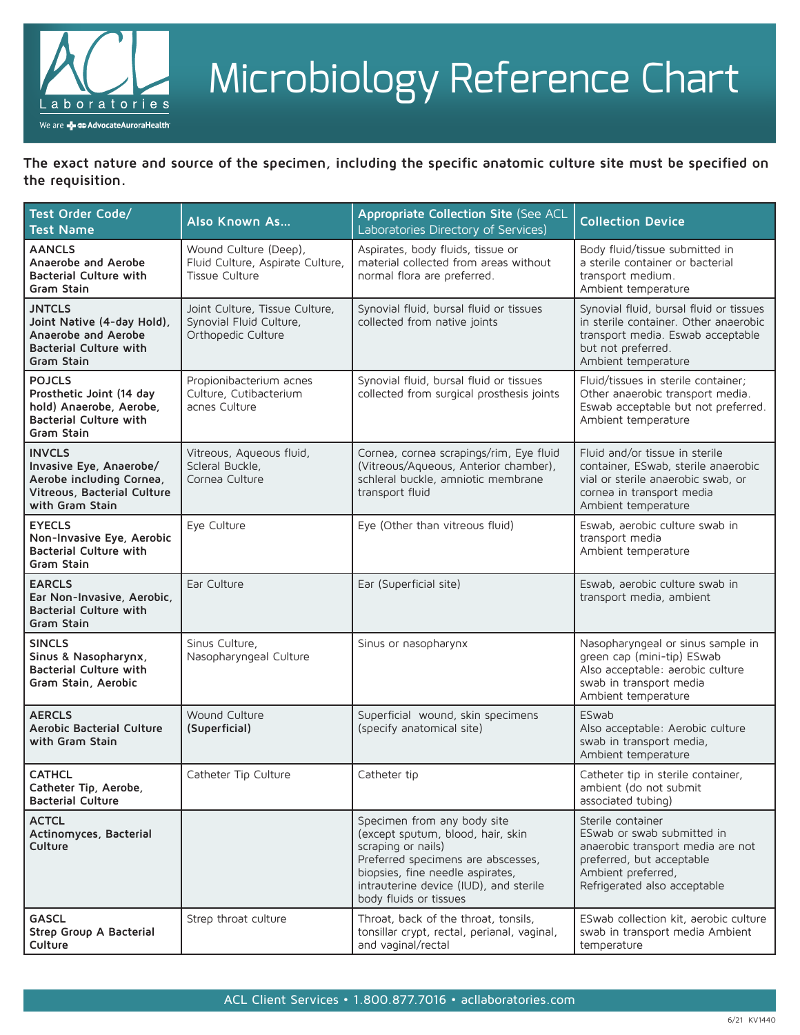# Microbiology Reference Chart

**The exact nature and source of the specimen, including the specific anatomic culture site must be specified on the requisition.**

| Test Order Code/ Test Name | Also Known As... | Appropriate Collection Site (See ACL Laboratories Directory of Services) | Collection Device |
|---|---|---|---|
| **AANCLS** **Anaerobe and Aerobe Bacterial Culture with Gram Stain** | Wound Culture (Deep), Fluid Culture, Aspirate Culture, Tissue Culture | Aspirates, body fluids, tissue or material collected from areas without normal flora are preferred. | Body fluid/tissue submitted in a sterile container or bacterial transport medium. Ambient temperature |
| **JNTCLS** **Joint Native (4-day Hold), Anaerobe and Aerobe Bacterial Culture with Gram Stain** | Joint Culture, Tissue Culture, Synovial Fluid Culture, Orthopedic Culture | Synovial fluid, bursal fluid or tissues collected from native joints | Synovial fluid, bursal fluid or tissues in sterile container. Other anaerobic transport media. Eswab acceptable but not preferred. Ambient temperature |
| **POJCLS** **Prosthetic Joint (14 day hold) Anaerobe, Aerobe, Bacterial Culture with Gram Stain** | Propionibacterium acnes Culture, Cutibacterium acnes Culture | Synovial fluid, bursal fluid or tissues collected from surgical prosthesis joints | Fluid/tissues in sterile container; Other anaerobic transport media. Eswab acceptable but not preferred. Ambient temperature |
| **INVCLS** **Invasive Eye, Anaerobe/ Aerobe including Cornea, Vitreous, Bacterial Culture with Gram Stain** | Vitreous, Aqueous fluid, Scleral Buckle, Cornea Culture | Cornea, cornea scrapings/rim, Eye fluid (Vitreous/Aqueous, Anterior chamber), schleral buckle, amniotic membrane transport fluid | Fluid and/or tissue in sterile container, ESwab, sterile anaerobic vial or sterile anaerobic swab, or cornea in transport media Ambient temperature |
| **EYECLS** **Non-Invasive Eye, Aerobic Bacterial Culture with Gram Stain** | Eye Culture | Eye (Other than vitreous fluid) | Eswab, aerobic culture swab in transport media Ambient temperature |
| **EARCLS** **Ear Non-Invasive, Aerobic, Bacterial Culture with Gram Stain** | Ear Culture | Ear (Superficial site) | Eswab, aerobic culture swab in transport media, ambient |
| **SINCLS** **Sinus & Nasopharynx, Bacterial Culture with Gram Stain, Aerobic** | Sinus Culture, Nasopharyngeal Culture | Sinus or nasopharynx | Nasopharyngeal or sinus sample in green cap (mini-tip) ESwab Also acceptable: aerobic culture swab in transport media Ambient temperature |
| **AERCLS** **Aerobic Bacterial Culture with Gram Stain** | Wound Culture **(Superficial)** | Superficial wound, skin specimens (specify anatomical site) | ESwab Also acceptable: Aerobic culture swab in transport media, Ambient temperature |
| **CATHCL** **Catheter Tip, Aerobe, Bacterial Culture** | Catheter Tip Culture | Catheter tip | Catheter tip in sterile container, ambient (do not submit associated tubing) |
| **ACTCL** **Actinomyces, Bacterial Culture** | | Specimen from any body site (except sputum, blood, hair, skin scraping or nails) Preferred specimens are abscesses, biopsies, fine needle aspirates, intrauterine device (IUD), and sterile body fluids or tissues | Sterile container ESwab or swab submitted in anaerobic transport media are not preferred, but acceptable Ambient preferred, Refrigerated also acceptable |
| **GASCL** **Strep Group A Bacterial Culture** | Strep throat culture | Throat, back of the throat, tonsils, tonsillar crypt, rectal, perianal, vaginal, and vaginal/rectal | ESwab collection kit, aerobic culture swab in transport media Ambient temperature |

ACL Client Services • 1.800.877.7016 • acllaboratories.com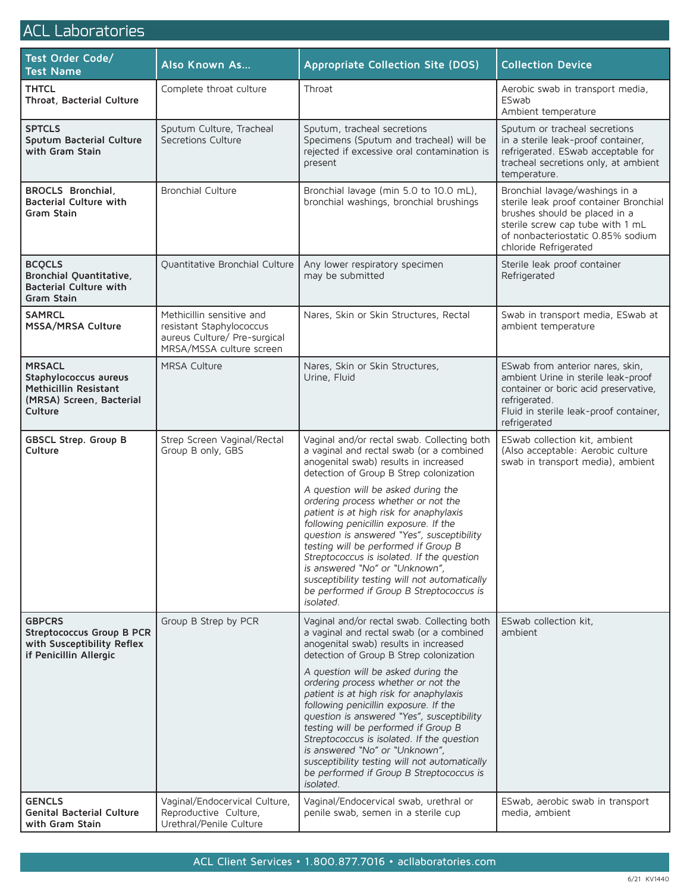# ACL Laboratories

| Test Order Code/ Test Name | Also Known As... | Appropriate Collection Site (DOS) | Collection Device |
|---|---|---|---|
| **THTCL**<br>**Throat, Bacterial Culture** | Complete throat culture | Throat | Aerobic swab in transport media, ESwab<br>Ambient temperature |
| **SPTCLS**<br>**Sputum Bacterial Culture with Gram Stain** | Sputum Culture, Tracheal Secretions Culture | Sputum, tracheal secretions<br>Specimens (Sputum and tracheal) will be rejected if excessive oral contamination is present | Sputum or tracheal secretions in a sterile leak-proof container, refrigerated. ESwab acceptable for tracheal secretions only, at ambient temperature. |
| **BROCLS Bronchial, Bacterial Culture with Gram Stain** | Bronchial Culture | Bronchial lavage (min 5.0 to 10.0 mL), bronchial washings, bronchial brushings | Bronchial lavage/washings in a sterile leak proof container Bronchial brushes should be placed in a sterile screw cap tube with 1 mL of nonbacteriostatic 0.85% sodium chloride Refrigerated |
| **BCQCLS**<br>**Bronchial Quantitative, Bacterial Culture with Gram Stain** | Quantitative Bronchial Culture | Any lower respiratory specimen may be submitted | Sterile leak proof container<br>Refrigerated |
| **SAMRCL**<br>**MSSA/MRSA Culture** | Methicillin sensitive and resistant Staphylococcus aureus Culture/ Pre-surgical MRSA/MSSA culture screen | Nares, Skin or Skin Structures, Rectal | Swab in transport media, ESwab at ambient temperature |
| **MRSACL**<br>**Staphylococcus aureus Methicillin Resistant (MRSA) Screen, Bacterial Culture** | MRSA Culture | Nares, Skin or Skin Structures, Urine, Fluid | ESwab from anterior nares, skin, ambient Urine in sterile leak-proof container or boric acid preservative, refrigerated.<br>Fluid in sterile leak-proof container, refrigerated |
| **GBSCL Strep. Group B Culture** | Strep Screen Vaginal/Rectal Group B only, GBS | Vaginal and/or rectal swab. Collecting both a vaginal and rectal swab (or a combined anogenital swab) results in increased detection of Group B Strep colonization<br><br>*A question will be asked during the ordering process whether or not the patient is at high risk for anaphylaxis following penicillin exposure. If the question is answered "Yes", susceptibility testing will be performed if Group B Streptococcus is isolated. If the question is answered "No" or "Unknown", susceptibility testing will not automatically be performed if Group B Streptococcus is isolated.* | ESwab collection kit, ambient (Also acceptable: Aerobic culture swab in transport media), ambient |
| **GBPCRS**<br>**Streptococcus Group B PCR with Susceptibility Reflex if Penicillin Allergic** | Group B Strep by PCR | Vaginal and/or rectal swab. Collecting both a vaginal and rectal swab (or a combined anogenital swab) results in increased detection of Group B Strep colonization<br><br>*A question will be asked during the ordering process whether or not the patient is at high risk for anaphylaxis following penicillin exposure. If the question is answered "Yes", susceptibility testing will be performed if Group B Streptococcus is isolated. If the question is answered "No" or "Unknown", susceptibility testing will not automatically be performed if Group B Streptococcus is isolated.* | ESwab collection kit, ambient |
| **GENCLS**<br>**Genital Bacterial Culture with Gram Stain** | Vaginal/Endocervical Culture, Reproductive Culture, Urethral/Penile Culture | Vaginal/Endocervical swab, urethral or penile swab, semen in a sterile cup | ESwab, aerobic swab in transport media, ambient |

ACL Client Services • 1.800.877.7016 • acllaboratories.com

6/21 KV1440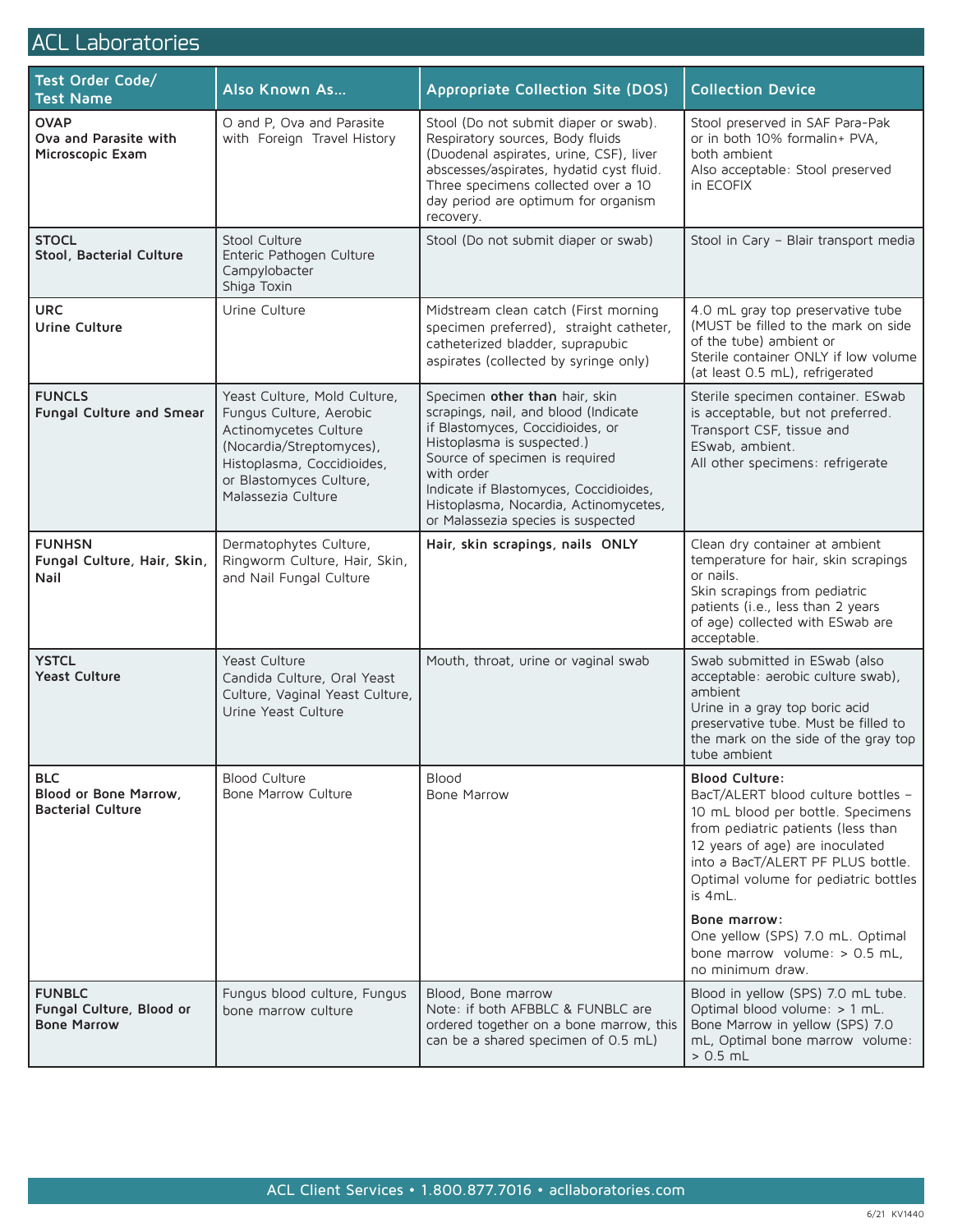# ACL Laboratories

| Test Order Code/ Test Name | Also Known As... | Appropriate Collection Site (DOS) | Collection Device |
|---|---|---|---|
| **OVAP** **Ova and Parasite with Microscopic Exam** | O and P, Ova and Parasite with Foreign Travel History | Stool (Do not submit diaper or swab). Respiratory sources, Body fluids (Duodenal aspirates, urine, CSF), liver abscesses/aspirates, hydatid cyst fluid. Three specimens collected over a 10 day period are optimum for organism recovery. | Stool preserved in SAF Para-Pak or in both 10% formalin+ PVA, both ambient<br>Also acceptable: Stool preserved in ECOFIX |
| **STOCL** **Stool, Bacterial Culture** | Stool Culture<br>Enteric Pathogen Culture<br>Campylobacter<br>Shiga Toxin | Stool (Do not submit diaper or swab) | Stool in Cary – Blair transport media |
| **URC** **Urine Culture** | Urine Culture | Midstream clean catch (First morning specimen preferred), straight catheter, catheterized bladder, suprapubic aspirates (collected by syringe only) | 4.0 mL gray top preservative tube (MUST be filled to the mark on side of the tube) ambient or<br>Sterile container ONLY if low volume (at least 0.5 mL), refrigerated |
| **FUNCLS** **Fungal Culture and Smear** | Yeast Culture, Mold Culture, Fungus Culture, Aerobic Actinomycetes Culture (Nocardia/Streptomyces), Histoplasma, Coccidioides, or Blastomyces Culture, Malassezia Culture | Specimen **other than** hair, skin scrapings, nail, and blood (Indicate if Blastomyces, Coccidioides, or Histoplasma is suspected.)<br>Source of specimen is required with order<br>Indicate if Blastomyces, Coccidioides, Histoplasma, Nocardia, Actinomycetes, or Malassezia species is suspected | Sterile specimen container. ESwab is acceptable, but not preferred.<br>Transport CSF, tissue and ESwab, ambient.<br>All other specimens: refrigerate |
| **FUNHSN** **Fungal Culture, Hair, Skin, Nail** | Dermatophytes Culture, Ringworm Culture, Hair, Skin, and Nail Fungal Culture | **Hair, skin scrapings, nails ONLY** | Clean dry container at ambient temperature for hair, skin scrapings or nails.<br>Skin scrapings from pediatric patients (i.e., less than 2 years of age) collected with ESwab are acceptable. |
| **YSTCL** **Yeast Culture** | Yeast Culture<br>Candida Culture, Oral Yeast Culture, Vaginal Yeast Culture, Urine Yeast Culture | Mouth, throat, urine or vaginal swab | Swab submitted in ESwab (also acceptable: aerobic culture swab), ambient<br>Urine in a gray top boric acid preservative tube. Must be filled to the mark on the side of the gray top tube ambient |
| **BLC** **Blood or Bone Marrow, Bacterial Culture** | Blood Culture<br>Bone Marrow Culture | Blood<br>Bone Marrow | **Blood Culture:**<br>BacT/ALERT blood culture bottles – 10 mL blood per bottle. Specimens from pediatric patients (less than 12 years of age) are inoculated into a BacT/ALERT PF PLUS bottle. Optimal volume for pediatric bottles is 4mL.<br>**Bone marrow:**<br>One yellow (SPS) 7.0 mL. Optimal bone marrow volume: > 0.5 mL, no minimum draw. |
| **FUNBLC** **Fungal Culture, Blood or Bone Marrow** | Fungus blood culture, Fungus bone marrow culture | Blood, Bone marrow<br>Note: if both AFBBLC & FUNBLC are ordered together on a bone marrow, this can be a shared specimen of 0.5 mL) | Blood in yellow (SPS) 7.0 mL tube. Optimal blood volume: > 1 mL.<br>Bone Marrow in yellow (SPS) 7.0 mL, Optimal bone marrow volume: > 0.5 mL |

ACL Client Services • 1.800.877.7016 • acllaboratories.com

6/21 KV1440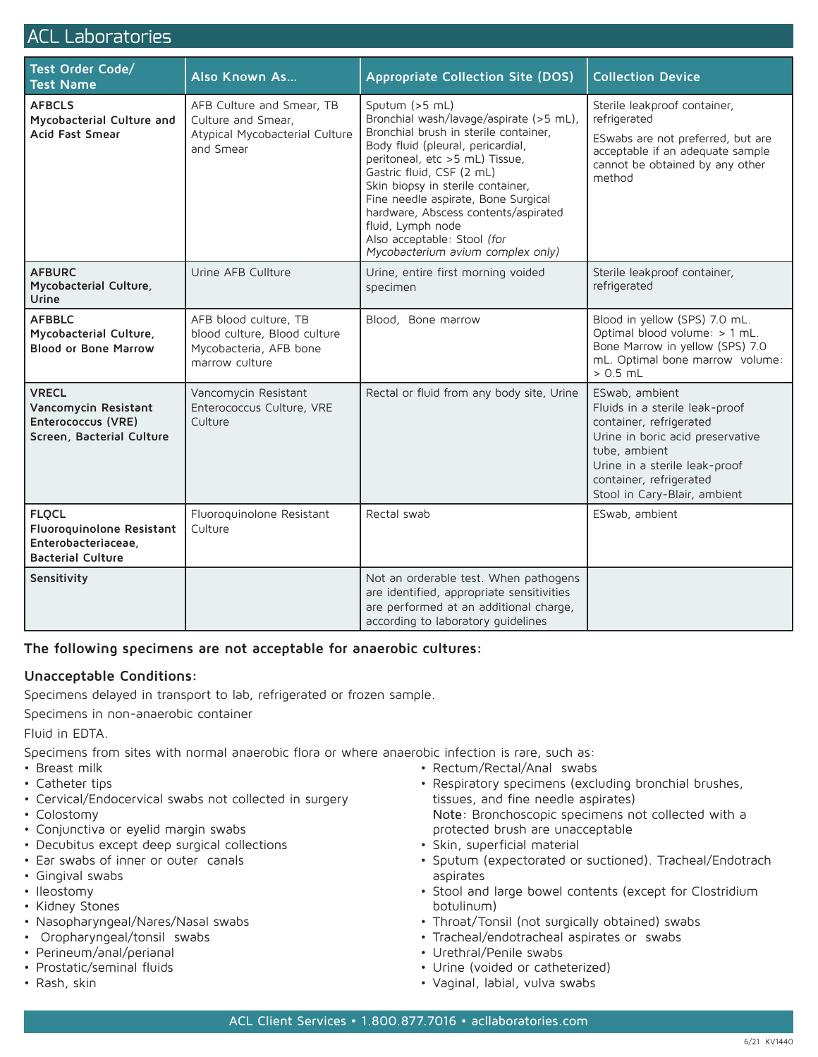## ACL Laboratories

| Test Order Code/ Test Name | Also Known As... | Appropriate Collection Site (DOS) | Collection Device |
|---|---|---|---|
| **AFBCLS** **Mycobacterial Culture and Acid Fast Smear** | AFB Culture and Smear, TB Culture and Smear, Atypical Mycobacterial Culture and Smear | Sputum (>5 mL) Bronchial wash/lavage/aspirate (>5 mL), Bronchial brush in sterile container, Body fluid (pleural, pericardial, peritoneal, etc >5 mL) Tissue, Gastric fluid, CSF (2 mL) Skin biopsy in sterile container, Fine needle aspirate, Bone Surgical hardware, Abscess contents/aspirated fluid, Lymph node Also acceptable: Stool *(for Mycobacterium avium complex only)* | Sterile leakproof container, refrigerated<br>ESwabs are not preferred, but are acceptable if an adequate sample cannot be obtained by any other method |
| **AFBURC** **Mycobacterial Culture, Urine** | Urine AFB Cullture | Urine, entire first morning voided specimen | Sterile leakproof container, refrigerated |
| **AFBBLC** **Mycobacterial Culture, Blood or Bone Marrow** | AFB blood culture, TB blood culture, Blood culture Mycobacteria, AFB bone marrow culture | Blood, Bone marrow | Blood in yellow (SPS) 7.0 mL. Optimal blood volume: > 1 mL. Bone Marrow in yellow (SPS) 7.0 mL. Optimal bone marrow volume: > 0.5 mL |
| **VRECL** **Vancomycin Resistant Enterococcus (VRE) Screen, Bacterial Culture** | Vancomycin Resistant Enterococcus Culture, VRE Culture | Rectal or fluid from any body site, Urine | ESwab, ambient<br>Fluids in a sterile leak-proof container, refrigerated<br>Urine in boric acid preservative tube, ambient<br>Urine in a sterile leak-proof container, refrigerated<br>Stool in Cary-Blair, ambient |
| **FLQCL** **Fluoroquinolone Resistant Enterobacteriaceae, Bacterial Culture** | Fluoroquinolone Resistant Culture | Rectal swab | ESwab, ambient |
| **Sensitivity** | | Not an orderable test. When pathogens are identified, appropriate sensitivities are performed at an additional charge, according to laboratory guidelines | |

### The following specimens are not acceptable for anaerobic cultures:

### Unacceptable Conditions:

Specimens delayed in transport to lab, refrigerated or frozen sample.

Specimens in non-anaerobic container

Fluid in EDTA.

Specimens from sites with normal anaerobic flora or where anaerobic infection is rare, such as:

- Breast milk
- Catheter tips
- Cervical/Endocervical swabs not collected in surgery
- Colostomy
- Conjunctiva or eyelid margin swabs
- Decubitus except deep surgical collections
- Ear swabs of inner or outer canals
- Gingival swabs
- Ileostomy
- Kidney Stones
- Nasopharyngeal/Nares/Nasal swabs
- Oropharyngeal/tonsil swabs
- Perineum/anal/perianal
- Prostatic/seminal fluids
- Rash, skin
- Rectum/Rectal/Anal swabs
- Respiratory specimens (excluding bronchial brushes, tissues, and fine needle aspirates)
  **Note**: Bronchoscopic specimens not collected with a protected brush are unacceptable
- Skin, superficial material
- Sputum (expectorated or suctioned). Tracheal/Endotrach aspirates
- Stool and large bowel contents (except for Clostridium botulinum)
- Throat/Tonsil (not surgically obtained) swabs
- Tracheal/endotracheal aspirates or swabs
- Urethral/Penile swabs
- Urine (voided or catheterized)
- Vaginal, labial, vulva swabs

ACL Client Services • 1.800.877.7016 • acllaboratories.com

6/21 KV1440